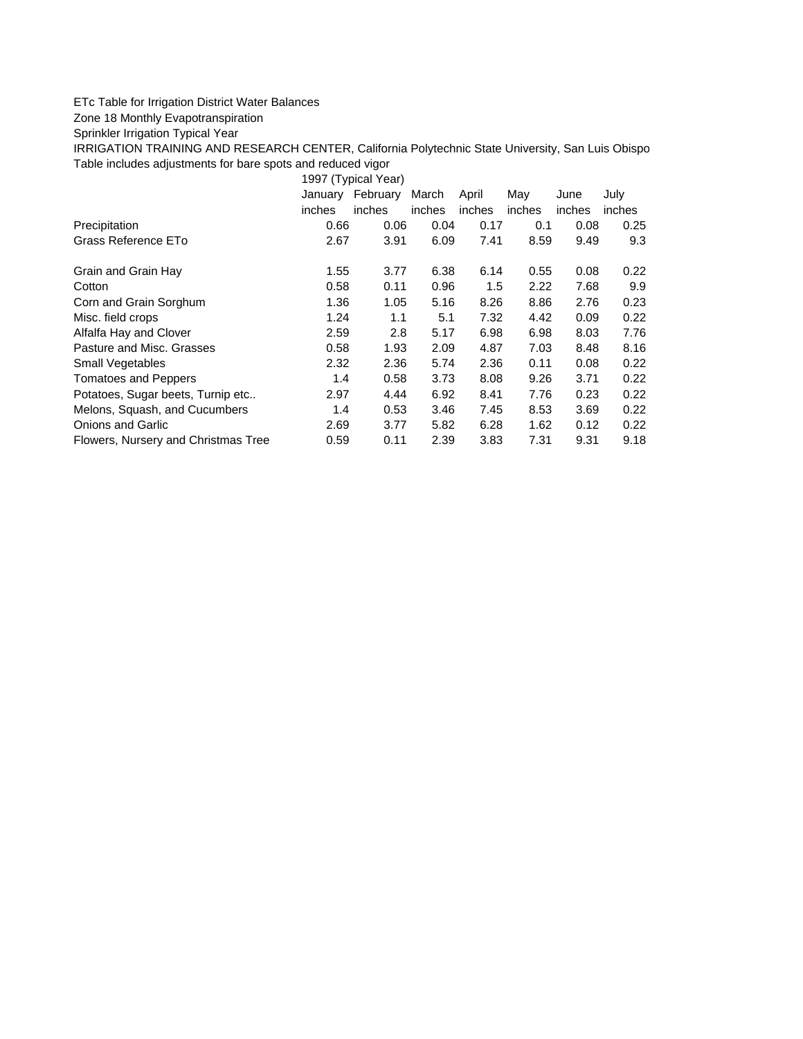ETc Table for Irrigation District Water Balances

Zone 18 Monthly Evapotranspiration

Sprinkler Irrigation Typical Year

IRRIGATION TRAINING AND RESEARCH CENTER, California Polytechnic State University, San Luis Obispo

Table includes adjustments for bare spots and reduced vigor

| | 1997 (Typical Year) | | | | | | |
|---|---|---|---|---|---|---|---|
| | January | February | March | April | May | June | July |
| | inches | inches | inches | inches | inches | inches | inches |
| Precipitation | 0.66 | 0.06 | 0.04 | 0.17 | 0.1 | 0.08 | 0.25 |
| Grass Reference ETo | 2.67 | 3.91 | 6.09 | 7.41 | 8.59 | 9.49 | 9.3 |
| | | | | | | | |
| Grain and Grain Hay | 1.55 | 3.77 | 6.38 | 6.14 | 0.55 | 0.08 | 0.22 |
| Cotton | 0.58 | 0.11 | 0.96 | 1.5 | 2.22 | 7.68 | 9.9 |
| Corn and Grain Sorghum | 1.36 | 1.05 | 5.16 | 8.26 | 8.86 | 2.76 | 0.23 |
| Misc. field crops | 1.24 | 1.1 | 5.1 | 7.32 | 4.42 | 0.09 | 0.22 |
| Alfalfa Hay and Clover | 2.59 | 2.8 | 5.17 | 6.98 | 6.98 | 8.03 | 7.76 |
| Pasture and Misc. Grasses | 0.58 | 1.93 | 2.09 | 4.87 | 7.03 | 8.48 | 8.16 |
| Small Vegetables | 2.32 | 2.36 | 5.74 | 2.36 | 0.11 | 0.08 | 0.22 |
| Tomatoes and Peppers | 1.4 | 0.58 | 3.73 | 8.08 | 9.26 | 3.71 | 0.22 |
| Potatoes, Sugar beets, Turnip etc.. | 2.97 | 4.44 | 6.92 | 8.41 | 7.76 | 0.23 | 0.22 |
| Melons, Squash, and Cucumbers | 1.4 | 0.53 | 3.46 | 7.45 | 8.53 | 3.69 | 0.22 |
| Onions and Garlic | 2.69 | 3.77 | 5.82 | 6.28 | 1.62 | 0.12 | 0.22 |
| Flowers, Nursery and Christmas Tree | 0.59 | 0.11 | 2.39 | 3.83 | 7.31 | 9.31 | 9.18 |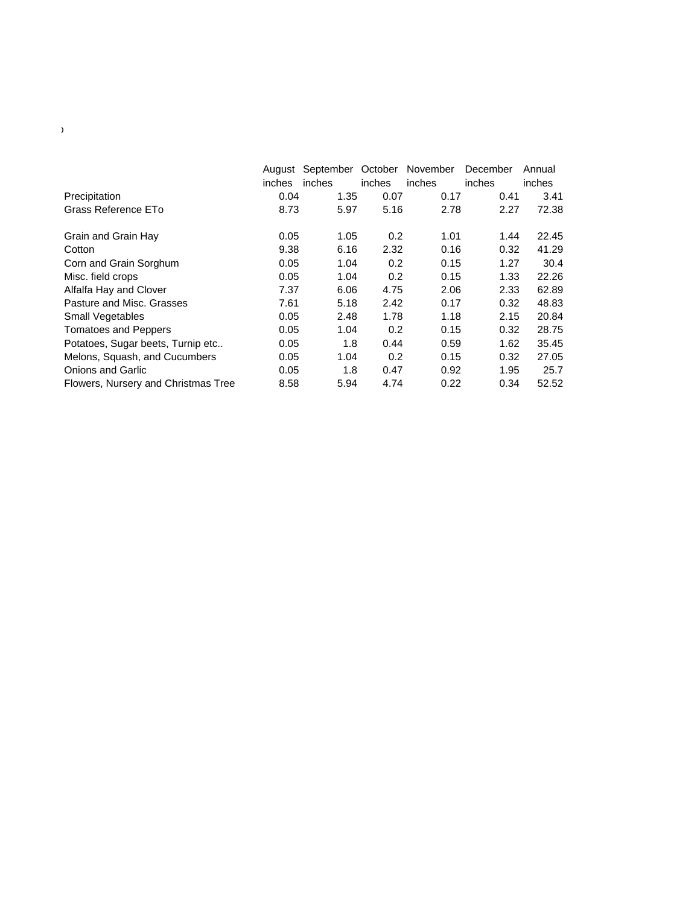)

| | August inches | September inches | October inches | November inches | December inches | Annual inches |
|---|---|---|---|---|---|---|
| Precipitation | 0.04 | 1.35 | 0.07 | 0.17 | 0.41 | 3.41 |
| Grass Reference ETo | 8.73 | 5.97 | 5.16 | 2.78 | 2.27 | 72.38 |
| | | | | | | |
| Grain and Grain Hay | 0.05 | 1.05 | 0.2 | 1.01 | 1.44 | 22.45 |
| Cotton | 9.38 | 6.16 | 2.32 | 0.16 | 0.32 | 41.29 |
| Corn and Grain Sorghum | 0.05 | 1.04 | 0.2 | 0.15 | 1.27 | 30.4 |
| Misc. field crops | 0.05 | 1.04 | 0.2 | 0.15 | 1.33 | 22.26 |
| Alfalfa Hay and Clover | 7.37 | 6.06 | 4.75 | 2.06 | 2.33 | 62.89 |
| Pasture and Misc. Grasses | 7.61 | 5.18 | 2.42 | 0.17 | 0.32 | 48.83 |
| Small Vegetables | 0.05 | 2.48 | 1.78 | 1.18 | 2.15 | 20.84 |
| Tomatoes and Peppers | 0.05 | 1.04 | 0.2 | 0.15 | 0.32 | 28.75 |
| Potatoes, Sugar beets, Turnip etc.. | 0.05 | 1.8 | 0.44 | 0.59 | 1.62 | 35.45 |
| Melons, Squash, and Cucumbers | 0.05 | 1.04 | 0.2 | 0.15 | 0.32 | 27.05 |
| Onions and Garlic | 0.05 | 1.8 | 0.47 | 0.92 | 1.95 | 25.7 |
| Flowers, Nursery and Christmas Tree | 8.58 | 5.94 | 4.74 | 0.22 | 0.34 | 52.52 |